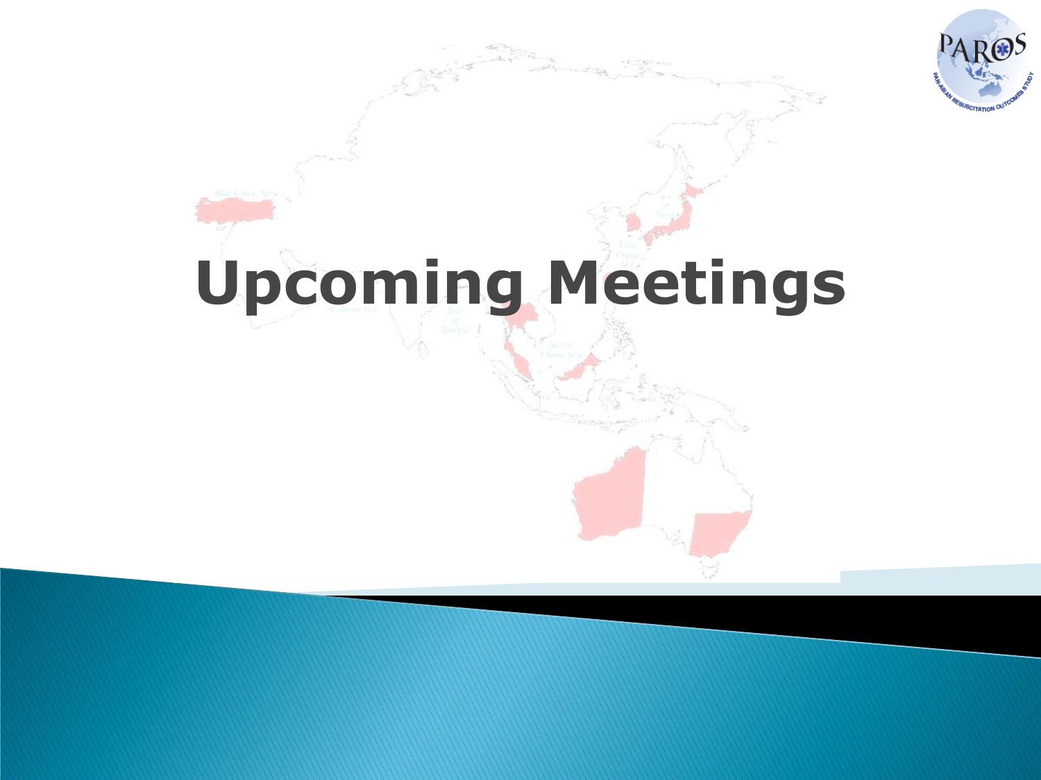# Upcoming Meetings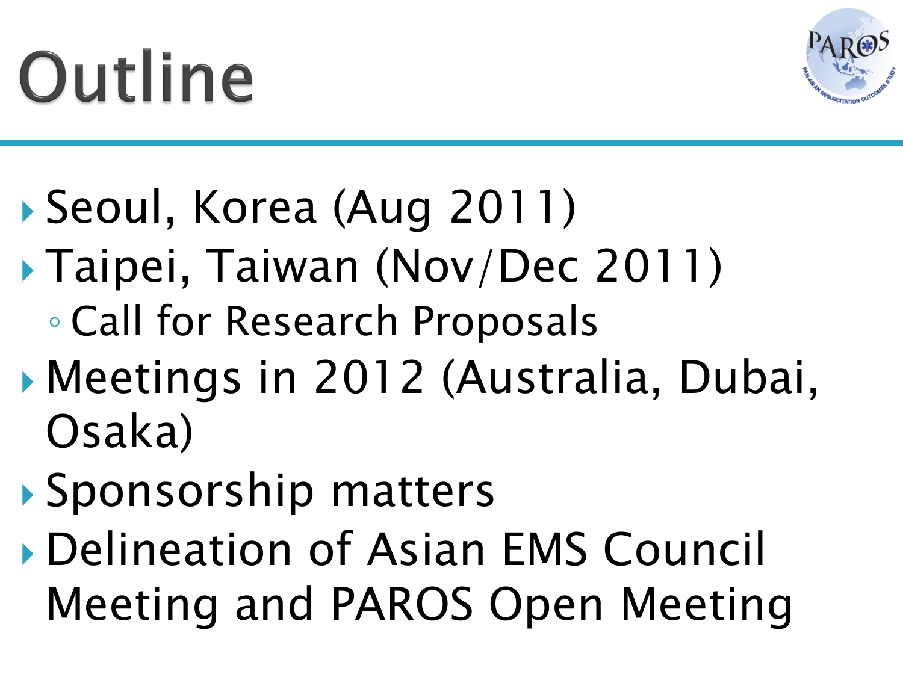# Outline

- Seoul, Korea (Aug 2011)
- Taipei, Taiwan (Nov/Dec 2011)
  - Call for Research Proposals
- Meetings in 2012 (Australia, Dubai, Osaka)
- Sponsorship matters
- Delineation of Asian EMS Council Meeting and PAROS Open Meeting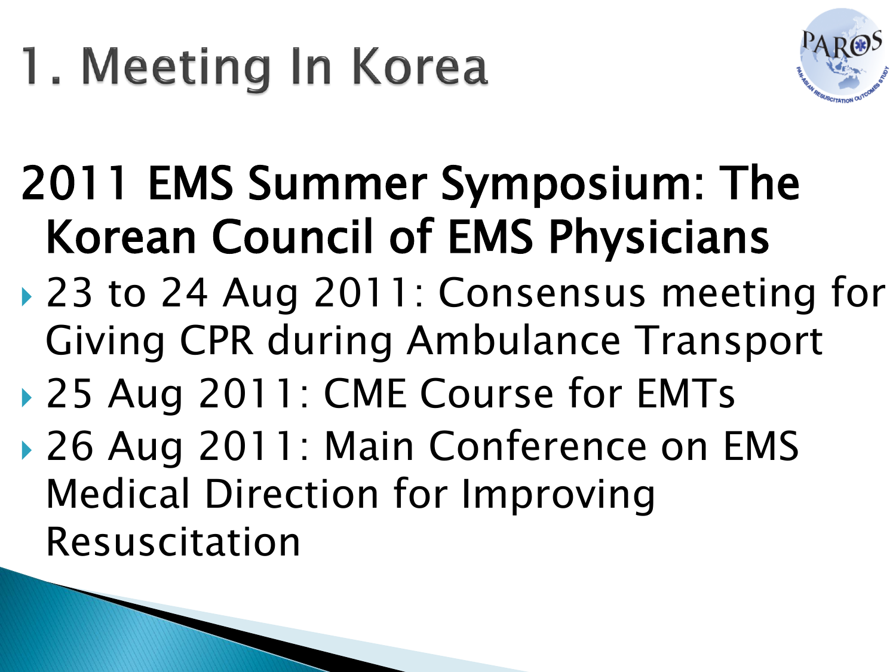# 1. Meeting In Korea

## 2011 EMS Summer Symposium: The Korean Council of EMS Physicians

- 23 to 24 Aug 2011: Consensus meeting for Giving CPR during Ambulance Transport
- 25 Aug 2011: CME Course for EMTs
- 26 Aug 2011: Main Conference on EMS Medical Direction for Improving Resuscitation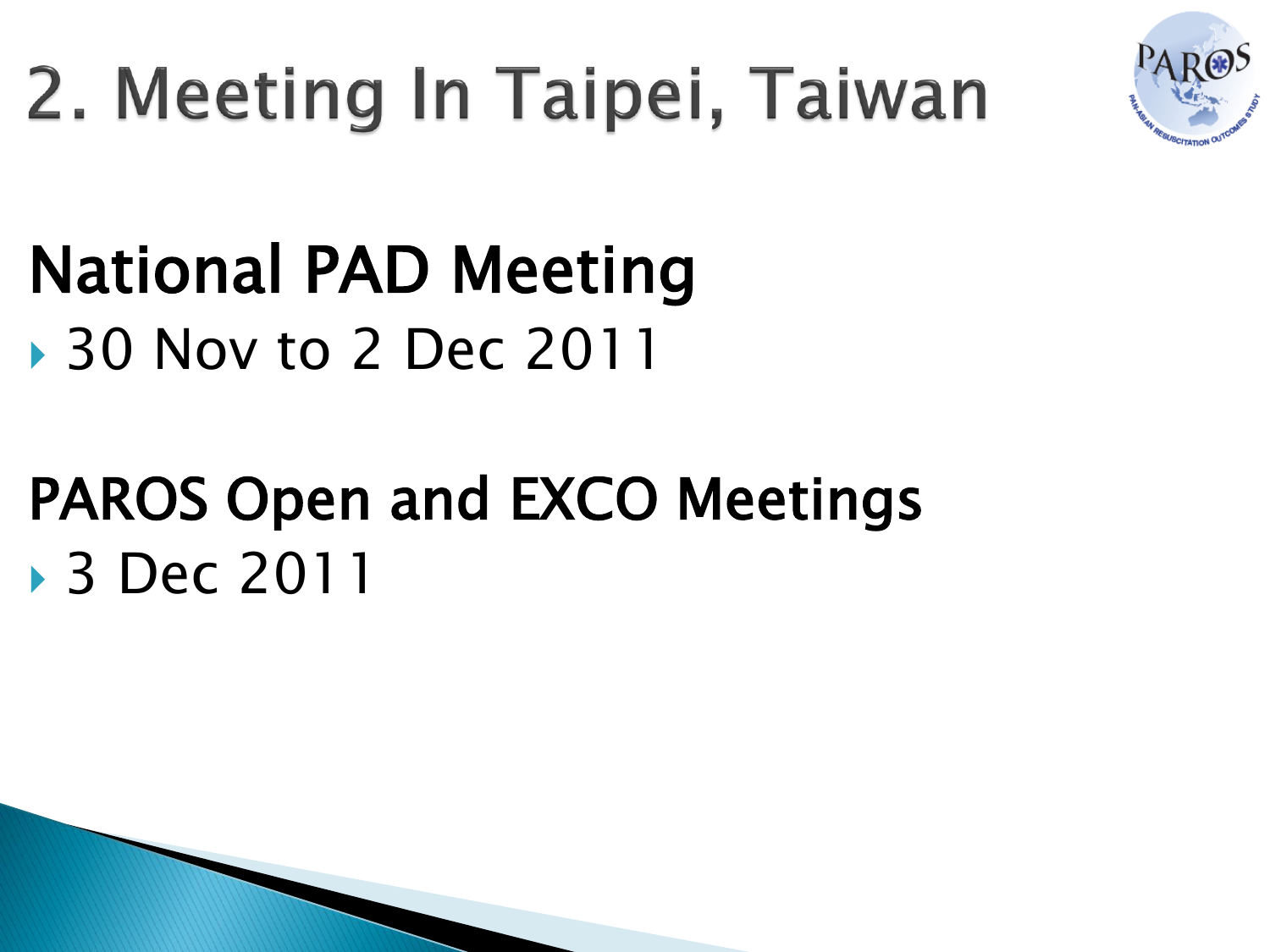# 2. Meeting In Taipei, Taiwan

## National PAD Meeting

- 30 Nov to 2 Dec 2011

## PAROS Open and EXCO Meetings

- 3 Dec 2011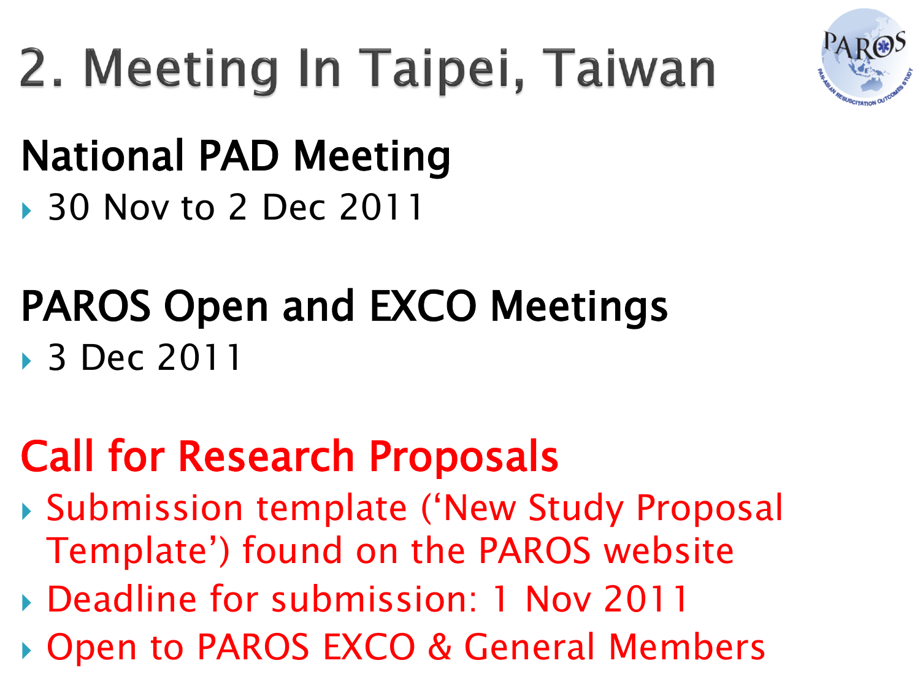# 2. Meeting In Taipei, Taiwan

## National PAD Meeting

- 30 Nov to 2 Dec 2011

## PAROS Open and EXCO Meetings

- 3 Dec 2011

## Call for Research Proposals

- Submission template ('New Study Proposal Template') found on the PAROS website
- Deadline for submission: 1 Nov 2011
- Open to PAROS EXCO & General Members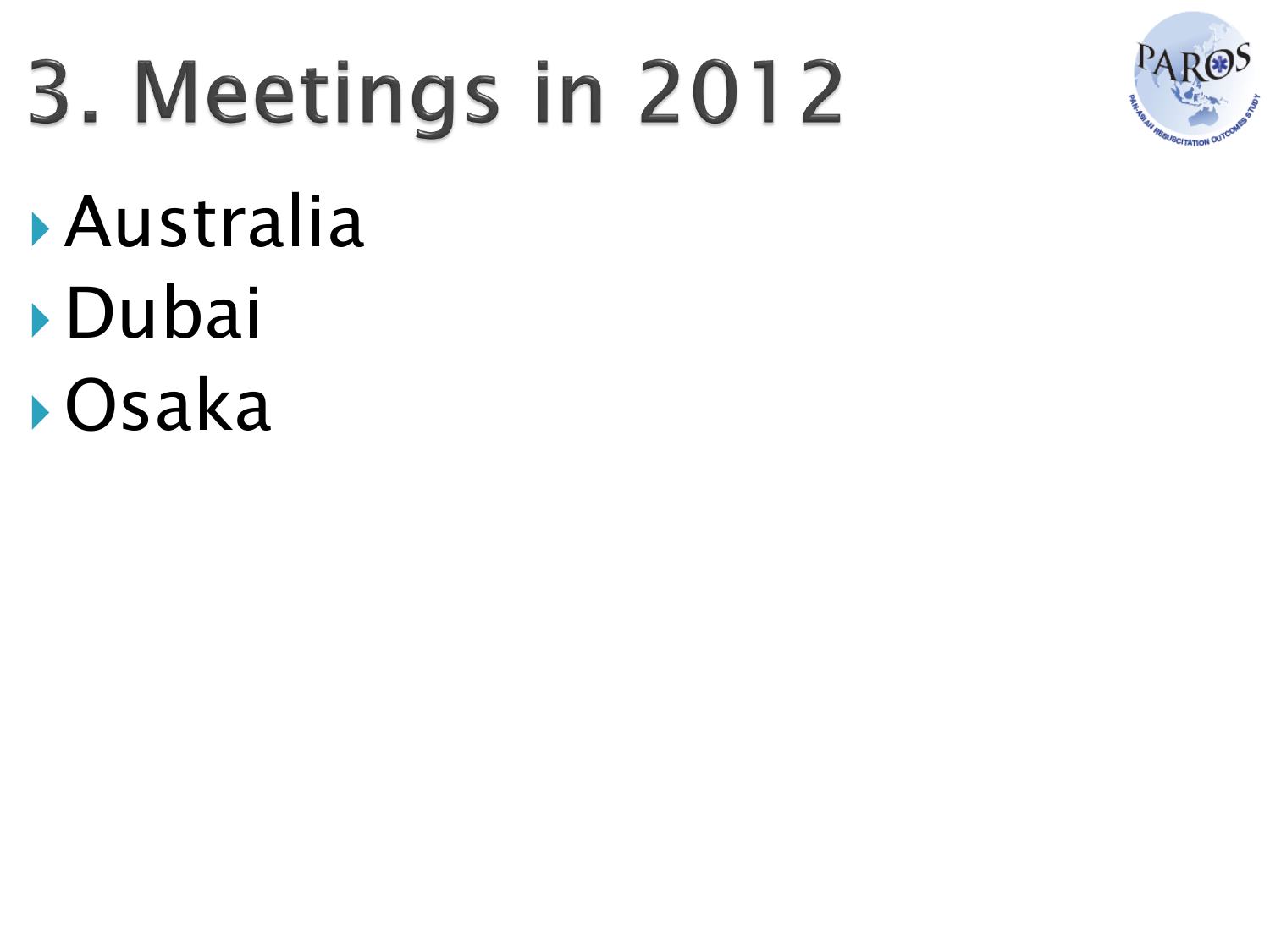# 3. Meetings in 2012

- Australia
- Dubai
- Osaka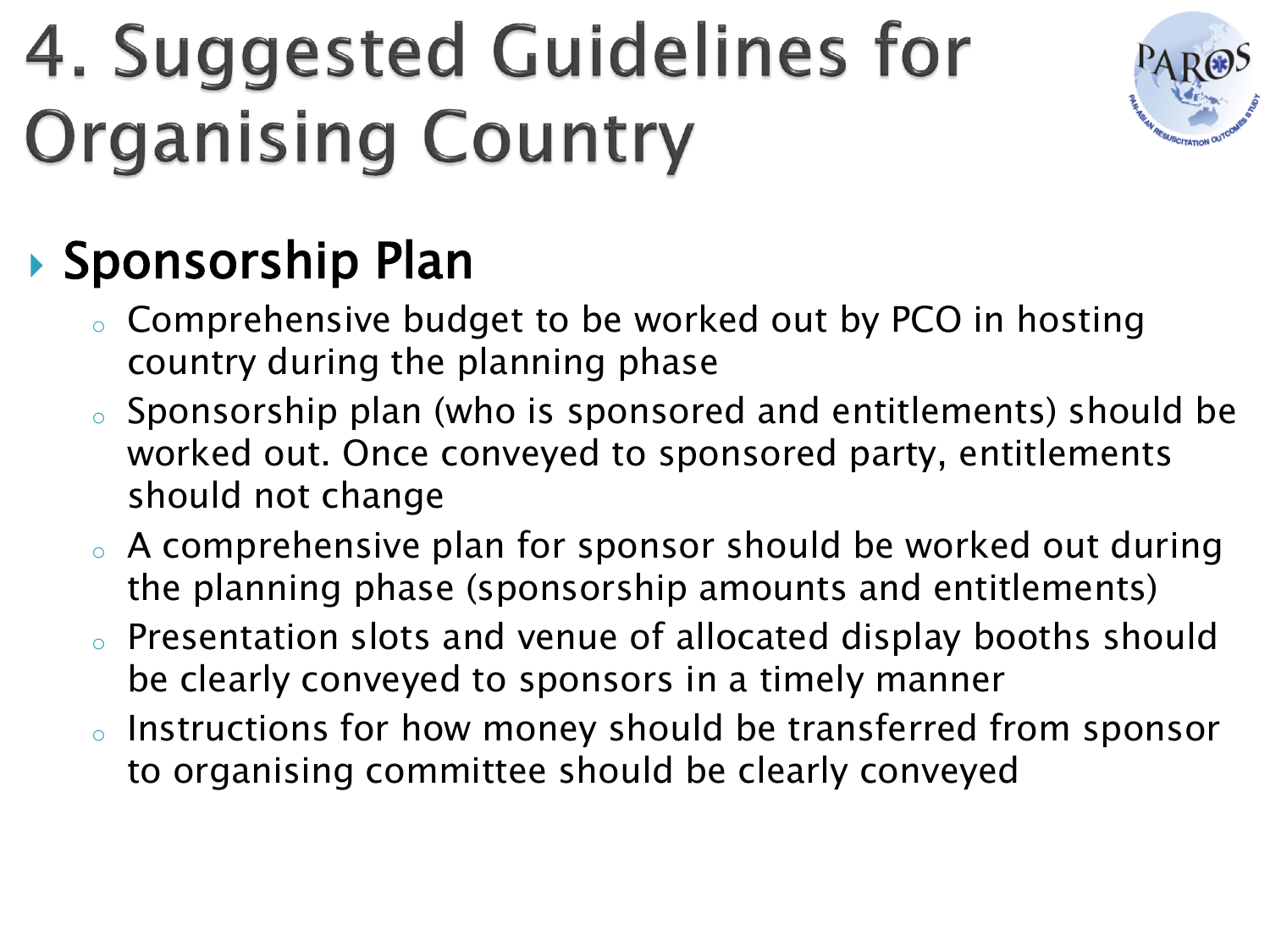# 4. Suggested Guidelines for Organising Country

## Sponsorship Plan

- Comprehensive budget to be worked out by PCO in hosting country during the planning phase
- Sponsorship plan (who is sponsored and entitlements) should be worked out. Once conveyed to sponsored party, entitlements should not change
- A comprehensive plan for sponsor should be worked out during the planning phase (sponsorship amounts and entitlements)
- Presentation slots and venue of allocated display booths should be clearly conveyed to sponsors in a timely manner
- Instructions for how money should be transferred from sponsor to organising committee should be clearly conveyed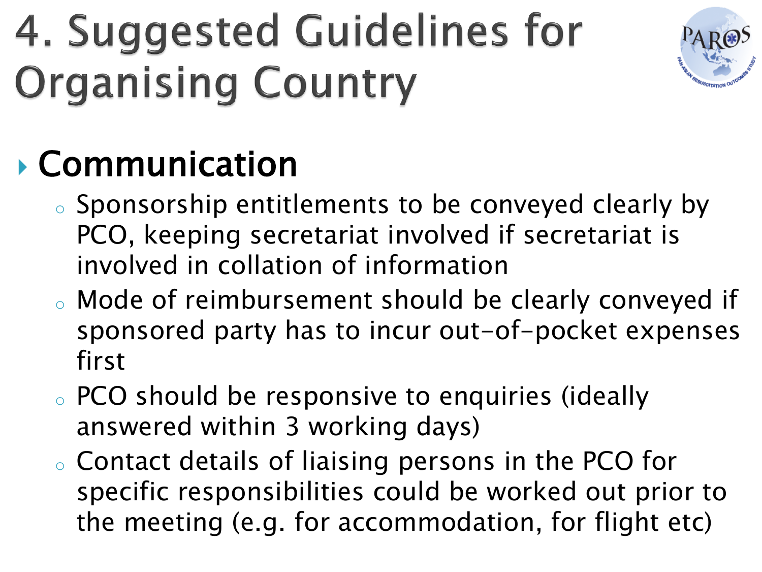# 4. Suggested Guidelines for Organising Country

- **Communication**
  - Sponsorship entitlements to be conveyed clearly by PCO, keeping secretariat involved if secretariat is involved in collation of information
  - Mode of reimbursement should be clearly conveyed if sponsored party has to incur out-of-pocket expenses first
  - PCO should be responsive to enquiries (ideally answered within 3 working days)
  - Contact details of liaising persons in the PCO for specific responsibilities could be worked out prior to the meeting (e.g. for accommodation, for flight etc)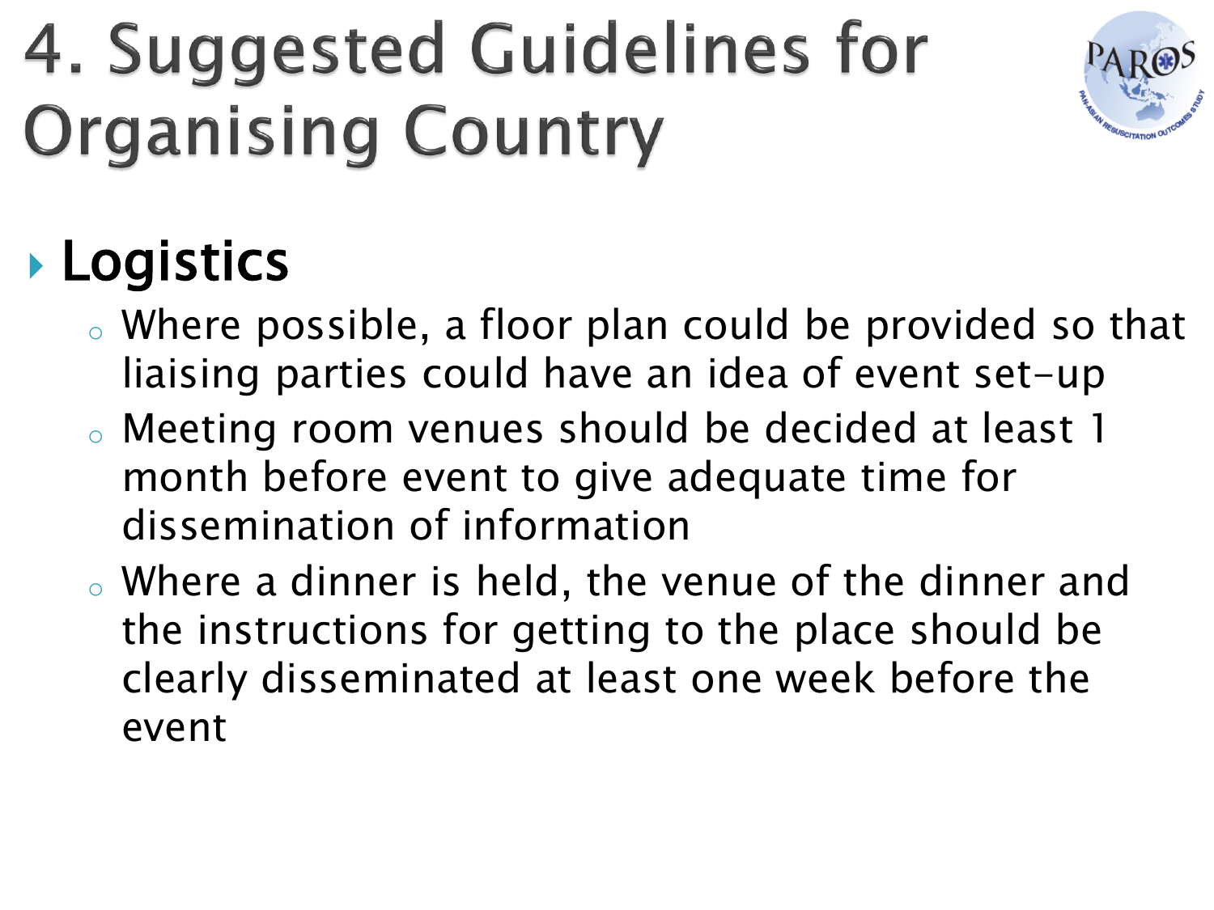# 4. Suggested Guidelines for Organising Country

- **Logistics**
  - Where possible, a floor plan could be provided so that liaising parties could have an idea of event set-up
  - Meeting room venues should be decided at least 1 month before event to give adequate time for dissemination of information
  - Where a dinner is held, the venue of the dinner and the instructions for getting to the place should be clearly disseminated at least one week before the event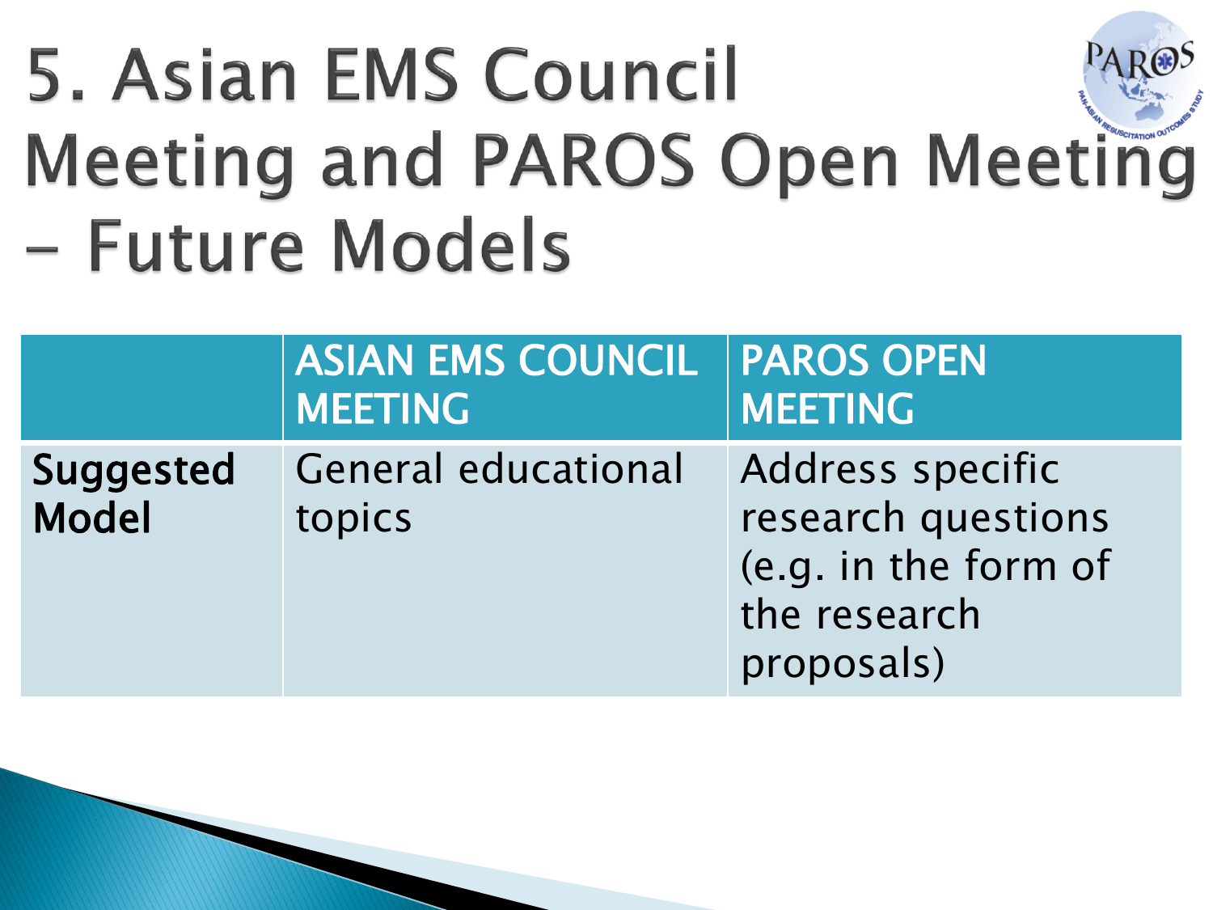# 5. Asian EMS Council Meeting and PAROS Open Meeting – Future Models

| | ASIAN EMS COUNCIL MEETING | PAROS OPEN MEETING |
|---|---|---|
| **Suggested Model** | General educational topics | Address specific research questions (e.g. in the form of the research proposals) |